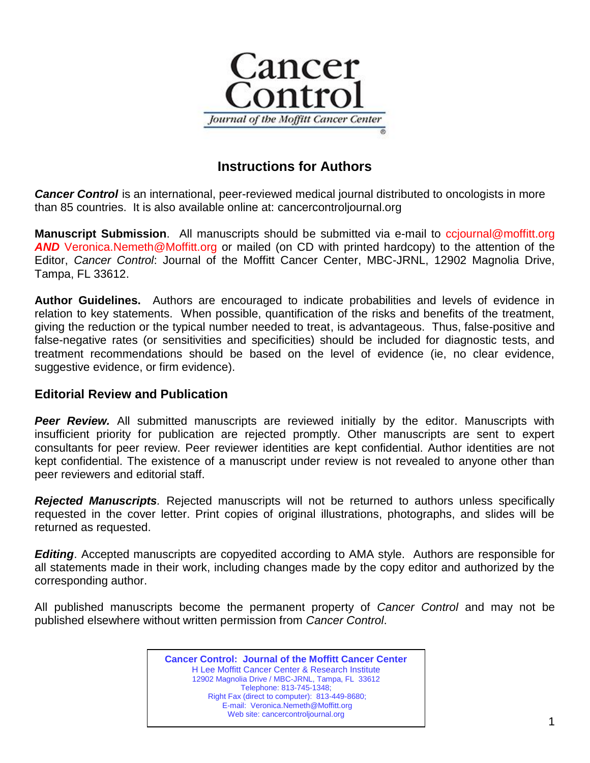# Cancer Control

*Journal of the Moffitt Cancer Center*

## Instructions for Authors

***Cancer Control*** is an international, peer-reviewed medical journal distributed to oncologists in more than 85 countries. It is also available online at: cancercontroljournal.org

**Manuscript Submission**. All manuscripts should be submitted via e-mail to ccjournal@moffitt.org ***AND*** Veronica.Nemeth@Moffitt.org or mailed (on CD with printed hardcopy) to the attention of the Editor, *Cancer Control*: Journal of the Moffitt Cancer Center, MBC-JRNL, 12902 Magnolia Drive, Tampa, FL 33612.

**Author Guidelines.** Authors are encouraged to indicate probabilities and levels of evidence in relation to key statements. When possible, quantification of the risks and benefits of the treatment, giving the reduction or the typical number needed to treat, is advantageous. Thus, false-positive and false-negative rates (or sensitivities and specificities) should be included for diagnostic tests, and treatment recommendations should be based on the level of evidence (ie, no clear evidence, suggestive evidence, or firm evidence).

### Editorial Review and Publication

***Peer Review.*** All submitted manuscripts are reviewed initially by the editor. Manuscripts with insufficient priority for publication are rejected promptly. Other manuscripts are sent to expert consultants for peer review. Peer reviewer identities are kept confidential. Author identities are not kept confidential. The existence of a manuscript under review is not revealed to anyone other than peer reviewers and editorial staff.

***Rejected Manuscripts***. Rejected manuscripts will not be returned to authors unless specifically requested in the cover letter. Print copies of original illustrations, photographs, and slides will be returned as requested.

***Editing***. Accepted manuscripts are copyedited according to AMA style. Authors are responsible for all statements made in their work, including changes made by the copy editor and authorized by the corresponding author.

All published manuscripts become the permanent property of *Cancer Control* and may not be published elsewhere without written permission from *Cancer Control*.

**Cancer Control: Journal of the Moffitt Cancer Center**
H Lee Moffitt Cancer Center & Research Institute
12902 Magnolia Drive / MBC-JRNL, Tampa, FL 33612
Telephone: 813-745-1348;
Right Fax (direct to computer): 813-449-8680;
E-mail: Veronica.Nemeth@Moffitt.org
Web site: cancercontroljournal.org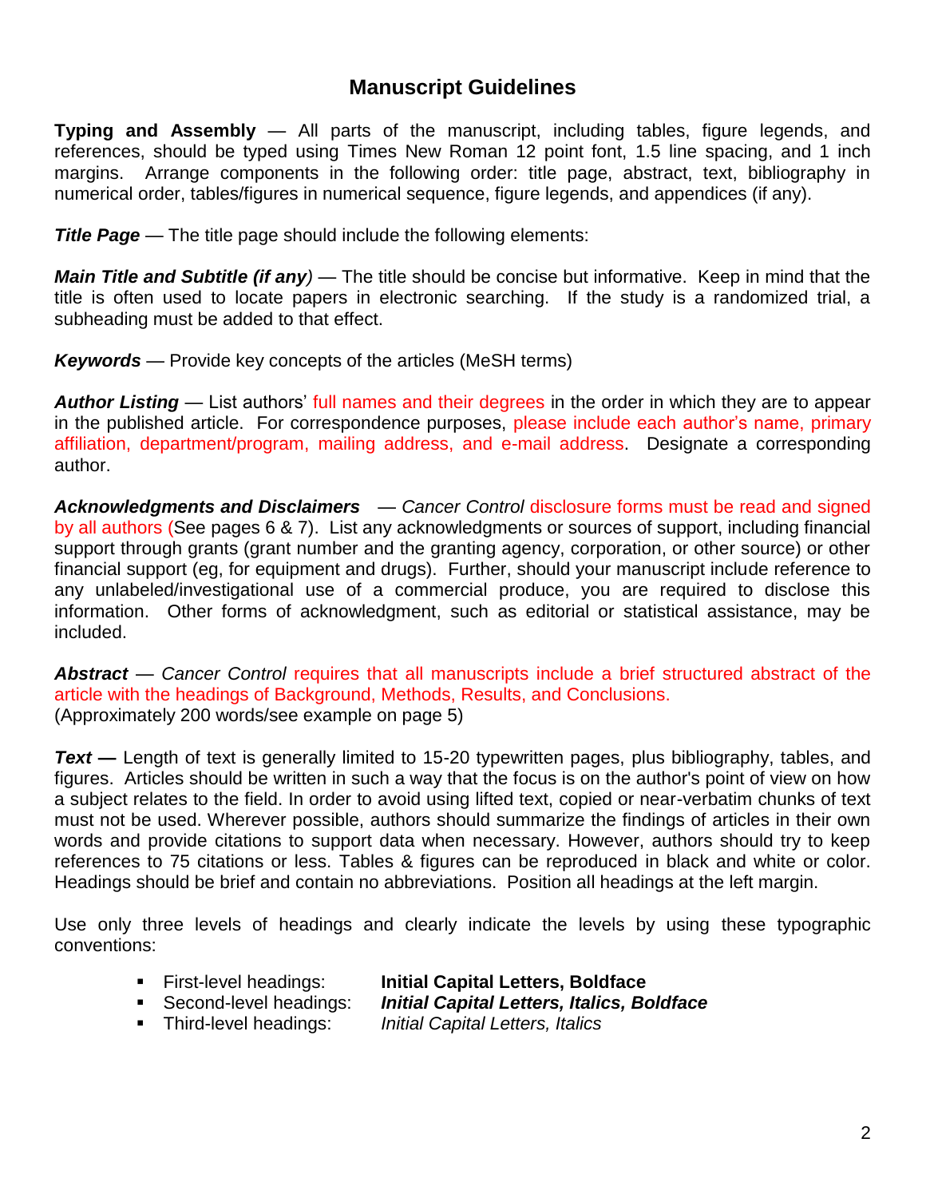# Manuscript Guidelines

**Typing and Assembly** — All parts of the manuscript, including tables, figure legends, and references, should be typed using Times New Roman 12 point font, 1.5 line spacing, and 1 inch margins. Arrange components in the following order: title page, abstract, text, bibliography in numerical order, tables/figures in numerical sequence, figure legends, and appendices (if any).

***Title Page*** — The title page should include the following elements:

***Main Title and Subtitle (if any)*** — The title should be concise but informative. Keep in mind that the title is often used to locate papers in electronic searching. If the study is a randomized trial, a subheading must be added to that effect.

***Keywords*** — Provide key concepts of the articles (MeSH terms)

***Author Listing*** — List authors' full names and their degrees in the order in which they are to appear in the published article. For correspondence purposes, please include each author's name, primary affiliation, department/program, mailing address, and e-mail address. Designate a corresponding author.

***Acknowledgments and Disclaimers*** — *Cancer Control* disclosure forms must be read and signed by all authors (See pages 6 & 7). List any acknowledgments or sources of support, including financial support through grants (grant number and the granting agency, corporation, or other source) or other financial support (eg, for equipment and drugs). Further, should your manuscript include reference to any unlabeled/investigational use of a commercial produce, you are required to disclose this information. Other forms of acknowledgment, such as editorial or statistical assistance, may be included.

***Abstract*** — *Cancer Control* requires that all manuscripts include a brief structured abstract of the article with the headings of Background, Methods, Results, and Conclusions.
(Approximately 200 words/see example on page 5)

***Text —*** Length of text is generally limited to 15-20 typewritten pages, plus bibliography, tables, and figures. Articles should be written in such a way that the focus is on the author's point of view on how a subject relates to the field. In order to avoid using lifted text, copied or near-verbatim chunks of text must not be used. Wherever possible, authors should summarize the findings of articles in their own words and provide citations to support data when necessary. However, authors should try to keep references to 75 citations or less. Tables & figures can be reproduced in black and white or color. Headings should be brief and contain no abbreviations. Position all headings at the left margin.

Use only three levels of headings and clearly indicate the levels by using these typographic conventions:

- First-level headings: **Initial Capital Letters, Boldface**
- Second-level headings: ***Initial Capital Letters, Italics, Boldface***
- Third-level headings: *Initial Capital Letters, Italics*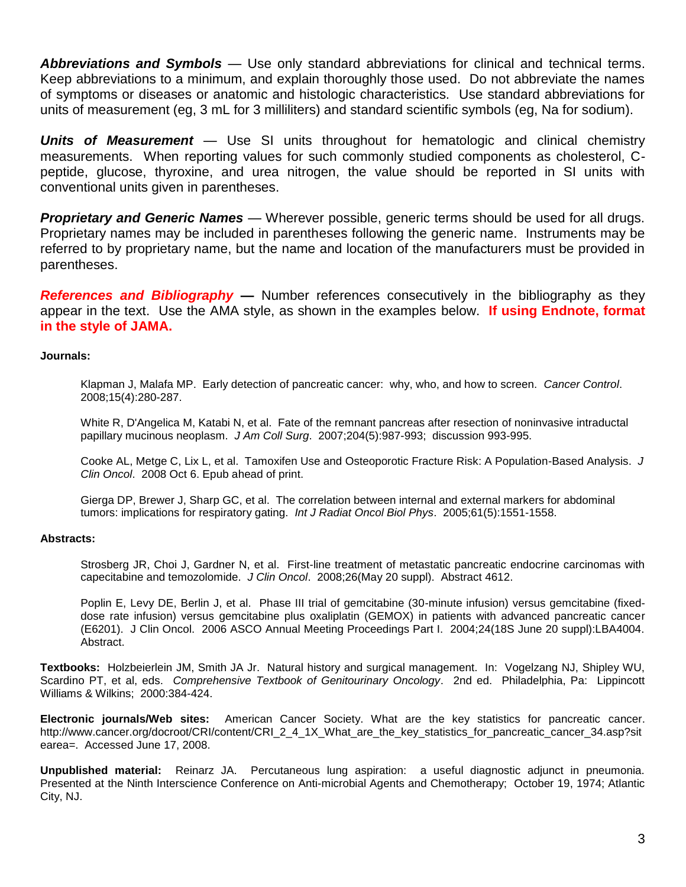***Abbreviations and Symbols*** — Use only standard abbreviations for clinical and technical terms. Keep abbreviations to a minimum, and explain thoroughly those used. Do not abbreviate the names of symptoms or diseases or anatomic and histologic characteristics. Use standard abbreviations for units of measurement (eg, 3 mL for 3 milliliters) and standard scientific symbols (eg, Na for sodium).

***Units of Measurement*** — Use SI units throughout for hematologic and clinical chemistry measurements. When reporting values for such commonly studied components as cholesterol, C-peptide, glucose, thyroxine, and urea nitrogen, the value should be reported in SI units with conventional units given in parentheses.

***Proprietary and Generic Names*** — Wherever possible, generic terms should be used for all drugs. Proprietary names may be included in parentheses following the generic name. Instruments may be referred to by proprietary name, but the name and location of the manufacturers must be provided in parentheses.

***References and Bibliography*** **—** Number references consecutively in the bibliography as they appear in the text. Use the AMA style, as shown in the examples below. **If using Endnote, format in the style of JAMA.**

**Journals:**

Klapman J, Malafa MP. Early detection of pancreatic cancer: why, who, and how to screen. *Cancer Control*. 2008;15(4):280-287.

White R, D'Angelica M, Katabi N, et al. Fate of the remnant pancreas after resection of noninvasive intraductal papillary mucinous neoplasm. *J Am Coll Surg*. 2007;204(5):987-993; discussion 993-995.

Cooke AL, Metge C, Lix L, et al. Tamoxifen Use and Osteoporotic Fracture Risk: A Population-Based Analysis. *J Clin Oncol*. 2008 Oct 6. Epub ahead of print.

Gierga DP, Brewer J, Sharp GC, et al. The correlation between internal and external markers for abdominal tumors: implications for respiratory gating. *Int J Radiat Oncol Biol Phys*. 2005;61(5):1551-1558.

**Abstracts:**

Strosberg JR, Choi J, Gardner N, et al. First-line treatment of metastatic pancreatic endocrine carcinomas with capecitabine and temozolomide. *J Clin Oncol*. 2008;26(May 20 suppl). Abstract 4612.

Poplin E, Levy DE, Berlin J, et al. Phase III trial of gemcitabine (30-minute infusion) versus gemcitabine (fixed-dose rate infusion) versus gemcitabine plus oxaliplatin (GEMOX) in patients with advanced pancreatic cancer (E6201). J Clin Oncol. 2006 ASCO Annual Meeting Proceedings Part I. 2004;24(18S June 20 suppl):LBA4004. Abstract.

**Textbooks:** Holzbeierlein JM, Smith JA Jr. Natural history and surgical management. In: Vogelzang NJ, Shipley WU, Scardino PT, et al, eds. *Comprehensive Textbook of Genitourinary Oncology*. 2nd ed. Philadelphia, Pa: Lippincott Williams & Wilkins; 2000:384-424.

**Electronic journals/Web sites:** American Cancer Society. What are the key statistics for pancreatic cancer. http://www.cancer.org/docroot/CRI/content/CRI_2_4_1X_What_are_the_key_statistics_for_pancreatic_cancer_34.asp?sitearea=. Accessed June 17, 2008.

**Unpublished material:** Reinarz JA. Percutaneous lung aspiration: a useful diagnostic adjunct in pneumonia. Presented at the Ninth Interscience Conference on Anti-microbial Agents and Chemotherapy; October 19, 1974; Atlantic City, NJ.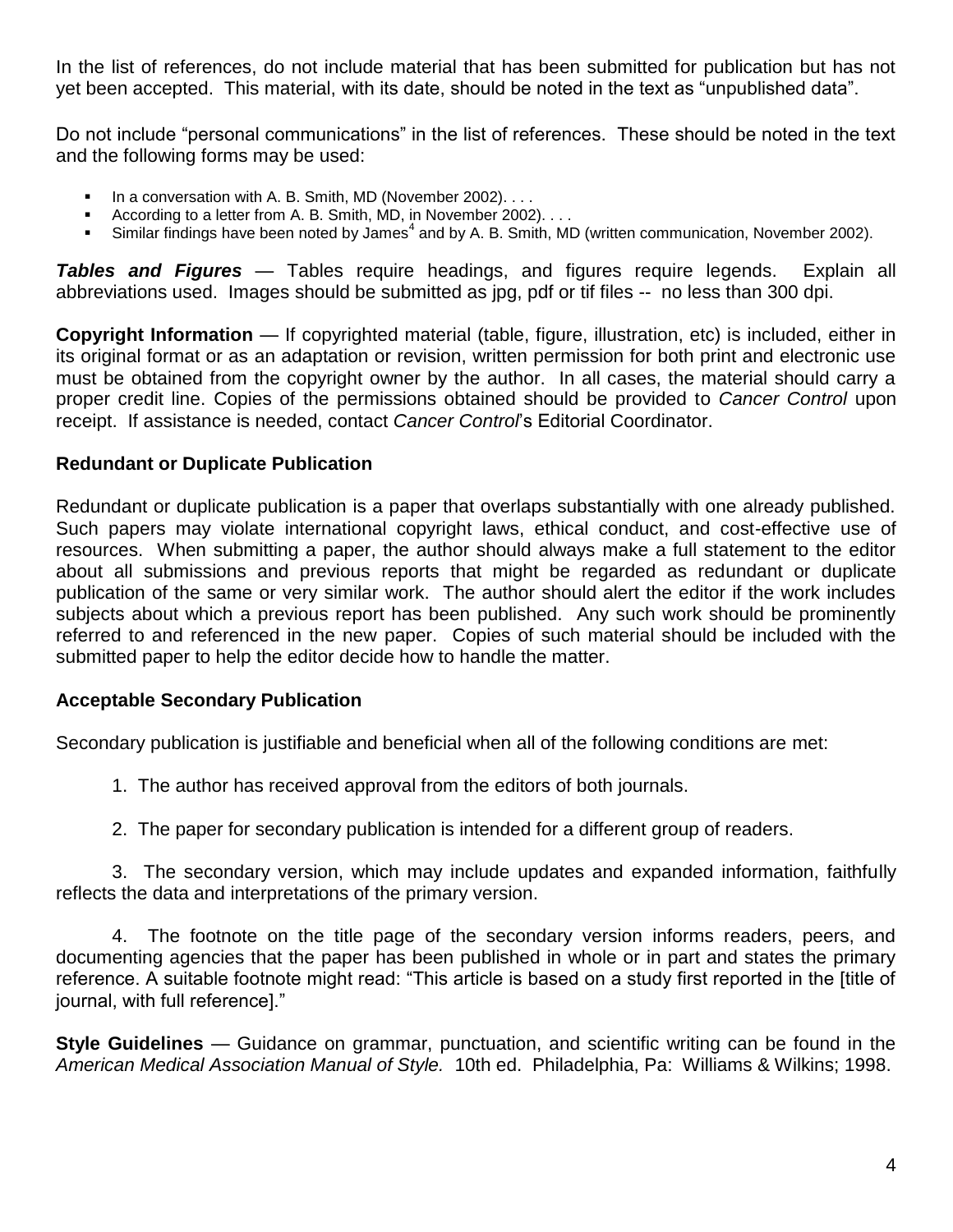In the list of references, do not include material that has been submitted for publication but has not yet been accepted. This material, with its date, should be noted in the text as "unpublished data".

Do not include "personal communications" in the list of references. These should be noted in the text and the following forms may be used:

- In a conversation with A. B. Smith, MD (November 2002). . . .
- According to a letter from A. B. Smith, MD, in November 2002). . . .
- Similar findings have been noted by James[4] and by A. B. Smith, MD (written communication, November 2002).

***Tables and Figures*** — Tables require headings, and figures require legends. Explain all abbreviations used. Images should be submitted as jpg, pdf or tif files -- no less than 300 dpi.

**Copyright Information** — If copyrighted material (table, figure, illustration, etc) is included, either in its original format or as an adaptation or revision, written permission for both print and electronic use must be obtained from the copyright owner by the author. In all cases, the material should carry a proper credit line. Copies of the permissions obtained should be provided to *Cancer Control* upon receipt. If assistance is needed, contact *Cancer Control*'s Editorial Coordinator.

**Redundant or Duplicate Publication**

Redundant or duplicate publication is a paper that overlaps substantially with one already published. Such papers may violate international copyright laws, ethical conduct, and cost-effective use of resources. When submitting a paper, the author should always make a full statement to the editor about all submissions and previous reports that might be regarded as redundant or duplicate publication of the same or very similar work. The author should alert the editor if the work includes subjects about which a previous report has been published. Any such work should be prominently referred to and referenced in the new paper. Copies of such material should be included with the submitted paper to help the editor decide how to handle the matter.

**Acceptable Secondary Publication**

Secondary publication is justifiable and beneficial when all of the following conditions are met:

1. The author has received approval from the editors of both journals.

2. The paper for secondary publication is intended for a different group of readers.

3. The secondary version, which may include updates and expanded information, faithfully reflects the data and interpretations of the primary version.

4. The footnote on the title page of the secondary version informs readers, peers, and documenting agencies that the paper has been published in whole or in part and states the primary reference. A suitable footnote might read: "This article is based on a study first reported in the [title of journal, with full reference]."

**Style Guidelines** — Guidance on grammar, punctuation, and scientific writing can be found in the *American Medical Association Manual of Style.* 10th ed. Philadelphia, Pa: Williams & Wilkins; 1998.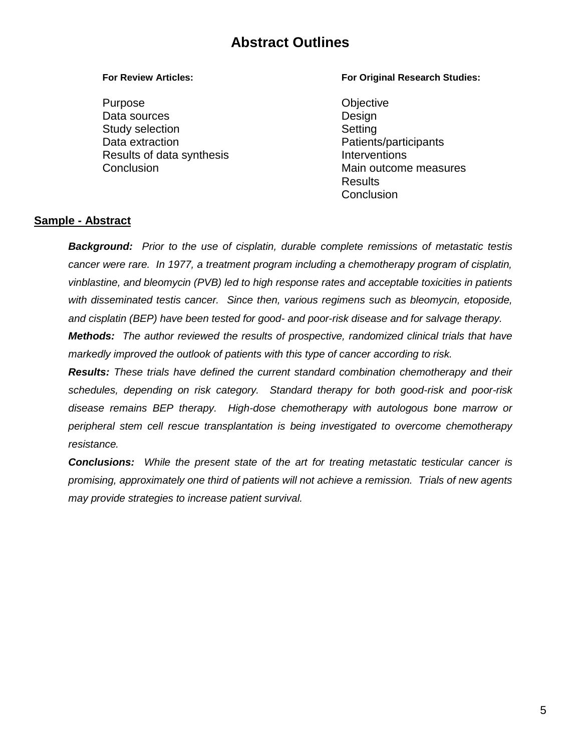# Abstract Outlines

**For Review Articles:**

Purpose
Data sources
Study selection
Data extraction
Results of data synthesis
Conclusion

**For Original Research Studies:**

Objective
Design
Setting
Patients/participants
Interventions
Main outcome measures
Results
Conclusion

## Sample - Abstract

***Background:*** *Prior to the use of cisplatin, durable complete remissions of metastatic testis cancer were rare. In 1977, a treatment program including a chemotherapy program of cisplatin, vinblastine, and bleomycin (PVB) led to high response rates and acceptable toxicities in patients with disseminated testis cancer. Since then, various regimens such as bleomycin, etoposide, and cisplatin (BEP) have been tested for good- and poor-risk disease and for salvage therapy.*

***Methods:*** *The author reviewed the results of prospective, randomized clinical trials that have markedly improved the outlook of patients with this type of cancer according to risk.*

***Results:*** *These trials have defined the current standard combination chemotherapy and their schedules, depending on risk category. Standard therapy for both good-risk and poor-risk disease remains BEP therapy. High-dose chemotherapy with autologous bone marrow or peripheral stem cell rescue transplantation is being investigated to overcome chemotherapy resistance.*

***Conclusions:*** *While the present state of the art for treating metastatic testicular cancer is promising, approximately one third of patients will not achieve a remission. Trials of new agents may provide strategies to increase patient survival.*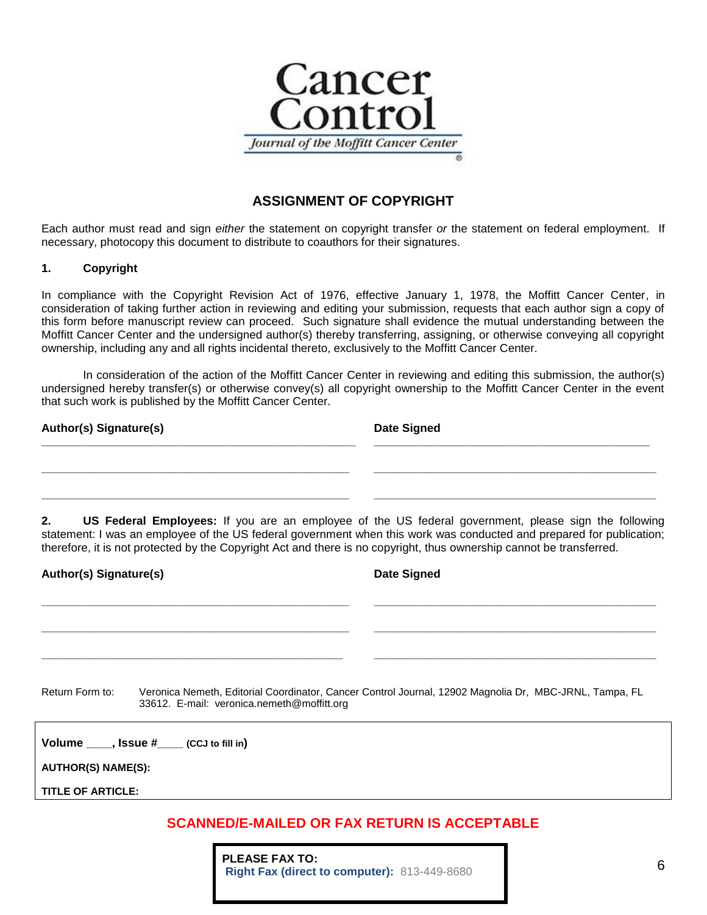Cancer Control

*Journal of the Moffitt Cancer Center*

## ASSIGNMENT OF COPYRIGHT

Each author must read and sign *either* the statement on copyright transfer *or* the statement on federal employment. If necessary, photocopy this document to distribute to coauthors for their signatures.

### 1. Copyright

In compliance with the Copyright Revision Act of 1976, effective January 1, 1978, the Moffitt Cancer Center, in consideration of taking further action in reviewing and editing your submission, requests that each author sign a copy of this form before manuscript review can proceed. Such signature shall evidence the mutual understanding between the Moffitt Cancer Center and the undersigned author(s) thereby transferring, assigning, or otherwise conveying all copyright ownership, including any and all rights incidental thereto, exclusively to the Moffitt Cancer Center.

In consideration of the action of the Moffitt Cancer Center in reviewing and editing this submission, the author(s) undersigned hereby transfer(s) or otherwise convey(s) all copyright ownership to the Moffitt Cancer Center in the event that such work is published by the Moffitt Cancer Center.

| **Author(s) Signature(s)** | **Date Signed** |
|---|---|
| \_\_\_\_\_\_\_\_\_\_\_\_\_\_\_\_\_\_\_\_\_\_\_\_\_\_\_\_\_\_\_\_\_\_\_\_\_\_\_\_ | \_\_\_\_\_\_\_\_\_\_\_\_\_\_\_\_\_\_\_\_\_\_\_\_\_\_\_\_\_\_\_\_\_\_\_\_ |
| \_\_\_\_\_\_\_\_\_\_\_\_\_\_\_\_\_\_\_\_\_\_\_\_\_\_\_\_\_\_\_\_\_\_\_\_\_\_\_\_ | \_\_\_\_\_\_\_\_\_\_\_\_\_\_\_\_\_\_\_\_\_\_\_\_\_\_\_\_\_\_\_\_\_\_\_\_ |
| \_\_\_\_\_\_\_\_\_\_\_\_\_\_\_\_\_\_\_\_\_\_\_\_\_\_\_\_\_\_\_\_\_\_\_\_\_\_\_\_ | \_\_\_\_\_\_\_\_\_\_\_\_\_\_\_\_\_\_\_\_\_\_\_\_\_\_\_\_\_\_\_\_\_\_\_\_ |

**2. US Federal Employees:** If you are an employee of the US federal government, please sign the following statement: I was an employee of the US federal government when this work was conducted and prepared for publication; therefore, it is not protected by the Copyright Act and there is no copyright, thus ownership cannot be transferred.

| **Author(s) Signature(s)** | **Date Signed** |
|---|---|
| \_\_\_\_\_\_\_\_\_\_\_\_\_\_\_\_\_\_\_\_\_\_\_\_\_\_\_\_\_\_\_\_\_\_\_\_\_\_\_\_ | \_\_\_\_\_\_\_\_\_\_\_\_\_\_\_\_\_\_\_\_\_\_\_\_\_\_\_\_\_\_\_\_\_\_\_\_ |
| \_\_\_\_\_\_\_\_\_\_\_\_\_\_\_\_\_\_\_\_\_\_\_\_\_\_\_\_\_\_\_\_\_\_\_\_\_\_\_\_ | \_\_\_\_\_\_\_\_\_\_\_\_\_\_\_\_\_\_\_\_\_\_\_\_\_\_\_\_\_\_\_\_\_\_\_\_ |
| \_\_\_\_\_\_\_\_\_\_\_\_\_\_\_\_\_\_\_\_\_\_\_\_\_\_\_\_\_\_\_\_\_\_\_\_\_\_\_\_ | \_\_\_\_\_\_\_\_\_\_\_\_\_\_\_\_\_\_\_\_\_\_\_\_\_\_\_\_\_\_\_\_\_\_\_\_ |

Return Form to: Veronica Nemeth, Editorial Coordinator, Cancer Control Journal, 12902 Magnolia Dr, MBC-JRNL, Tampa, FL 33612. E-mail: veronica.nemeth@moffitt.org

**Volume \_\_\_\_, Issue #\_\_\_\_ (CCJ to fill in)**

**AUTHOR(S) NAME(S):**

**TITLE OF ARTICLE:**

**SCANNED/E-MAILED OR FAX RETURN IS ACCEPTABLE**

**PLEASE FAX TO:**
**Right Fax (direct to computer):** 813-449-8680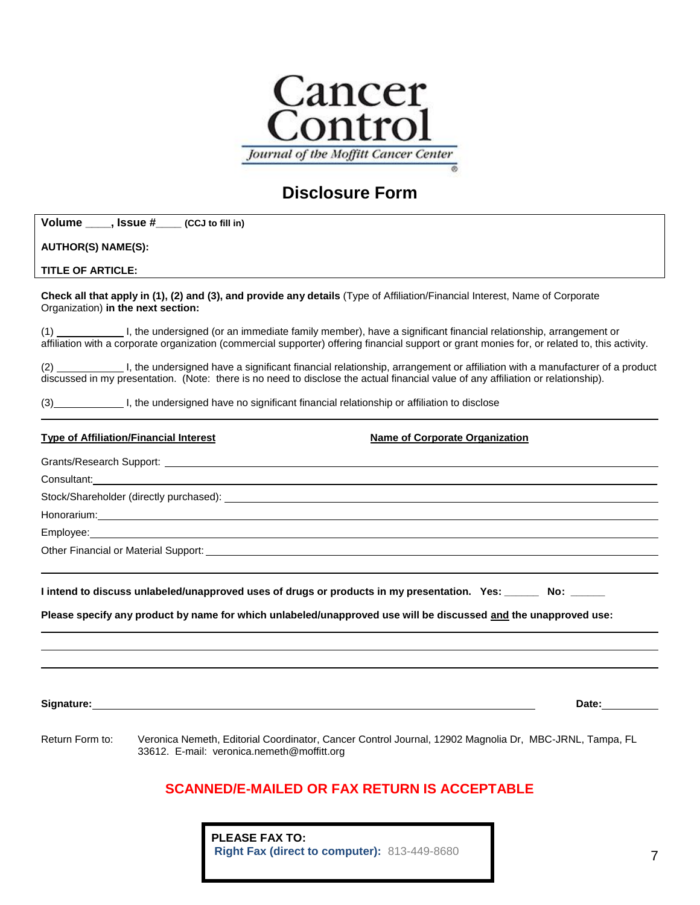Cancer Control

*Journal of the Moffitt Cancer Center*

# Disclosure Form

**Volume ____, Issue #____ (CCJ to fill in)**

**AUTHOR(S) NAME(S):**

**TITLE OF ARTICLE:**

**Check all that apply in (1), (2) and (3), and provide any details** (Type of Affiliation/Financial Interest, Name of Corporate Organization) **in the next section:**

(1) ____________ I, the undersigned (or an immediate family member), have a significant financial relationship, arrangement or affiliation with a corporate organization (commercial supporter) offering financial support or grant monies for, or related to, this activity.

(2) ____________ I, the undersigned have a significant financial relationship, arrangement or affiliation with a manufacturer of a product discussed in my presentation. (Note: there is no need to disclose the actual financial value of any affiliation or relationship).

(3) ____________ I, the undersigned have no significant financial relationship or affiliation to disclose

**Type of Affiliation/Financial Interest** — **Name of Corporate Organization**

Grants/Research Support: ____________________

Consultant: ____________________

Stock/Shareholder (directly purchased): ____________________

Honorarium: ____________________

Employee: ____________________

Other Financial or Material Support: ____________________

**I intend to discuss unlabeled/unapproved uses of drugs or products in my presentation. Yes: ______ No: ______**

**Please specify any product by name for which unlabeled/unapproved use will be discussed and the unapproved use:**

____________________

____________________

____________________

**Signature:** ____________________ **Date:** __________

Return Form to: Veronica Nemeth, Editorial Coordinator, Cancer Control Journal, 12902 Magnolia Dr, MBC-JRNL, Tampa, FL 33612. E-mail: veronica.nemeth@moffitt.org

**SCANNED/E-MAILED OR FAX RETURN IS ACCEPTABLE**

**PLEASE FAX TO:**
**Right Fax (direct to computer):** 813-449-8680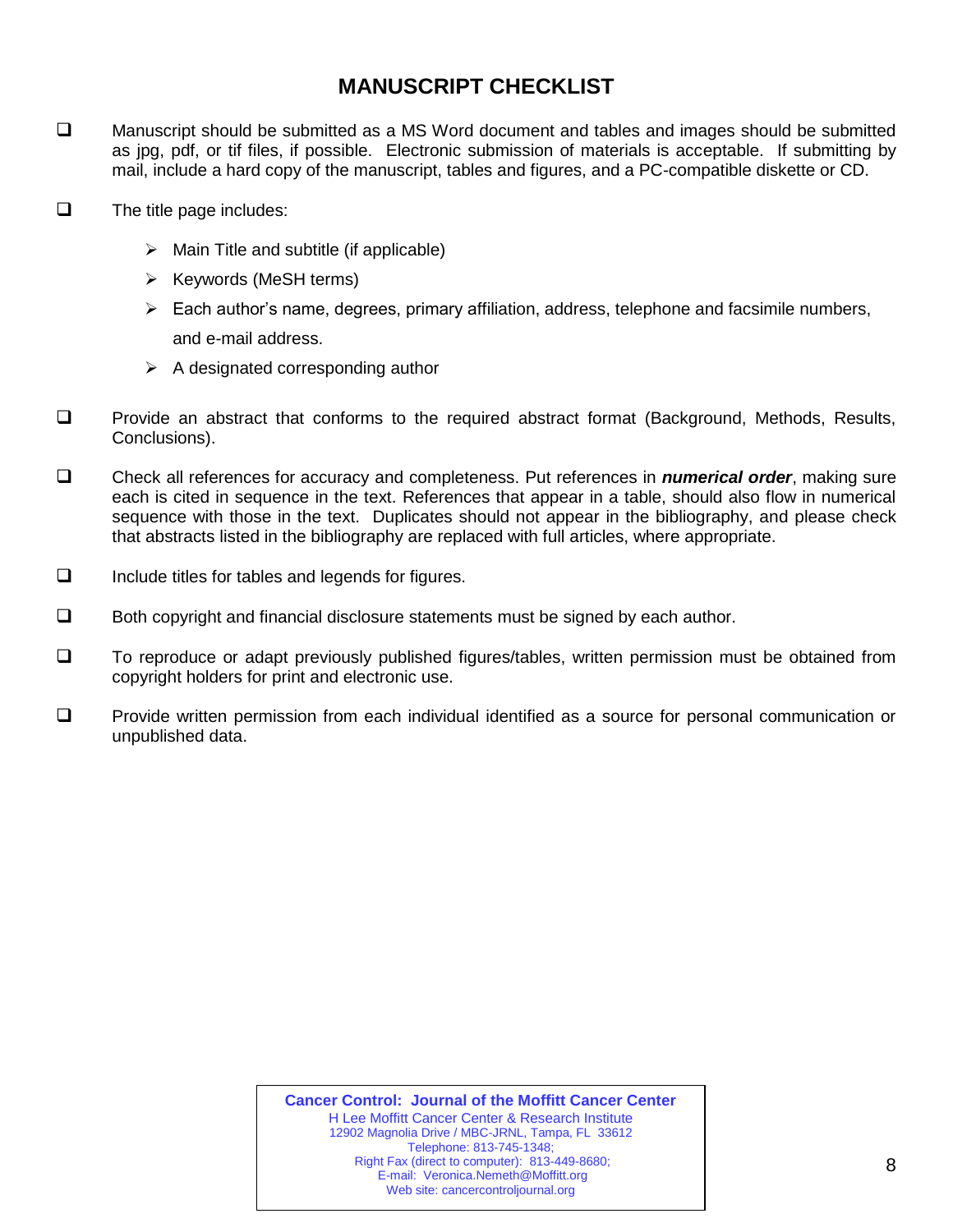## MANUSCRIPT CHECKLIST

- ☐ Manuscript should be submitted as a MS Word document and tables and images should be submitted as jpg, pdf, or tif files, if possible. Electronic submission of materials is acceptable. If submitting by mail, include a hard copy of the manuscript, tables and figures, and a PC-compatible diskette or CD.

- ☐ The title page includes:
  - Main Title and subtitle (if applicable)
  - Keywords (MeSH terms)
  - Each author's name, degrees, primary affiliation, address, telephone and facsimile numbers, and e-mail address.
  - A designated corresponding author

- ☐ Provide an abstract that conforms to the required abstract format (Background, Methods, Results, Conclusions).

- ☐ Check all references for accuracy and completeness. Put references in ***numerical order***, making sure each is cited in sequence in the text. References that appear in a table, should also flow in numerical sequence with those in the text. Duplicates should not appear in the bibliography, and please check that abstracts listed in the bibliography are replaced with full articles, where appropriate.

- ☐ Include titles for tables and legends for figures.

- ☐ Both copyright and financial disclosure statements must be signed by each author.

- ☐ To reproduce or adapt previously published figures/tables, written permission must be obtained from copyright holders for print and electronic use.

- ☐ Provide written permission from each individual identified as a source for personal communication or unpublished data.

**Cancer Control: Journal of the Moffitt Cancer Center**
H Lee Moffitt Cancer Center & Research Institute
12902 Magnolia Drive / MBC-JRNL, Tampa, FL 33612
Telephone: 813-745-1348;
Right Fax (direct to computer): 813-449-8680;
E-mail: Veronica.Nemeth@Moffitt.org
Web site: cancercontroljournal.org